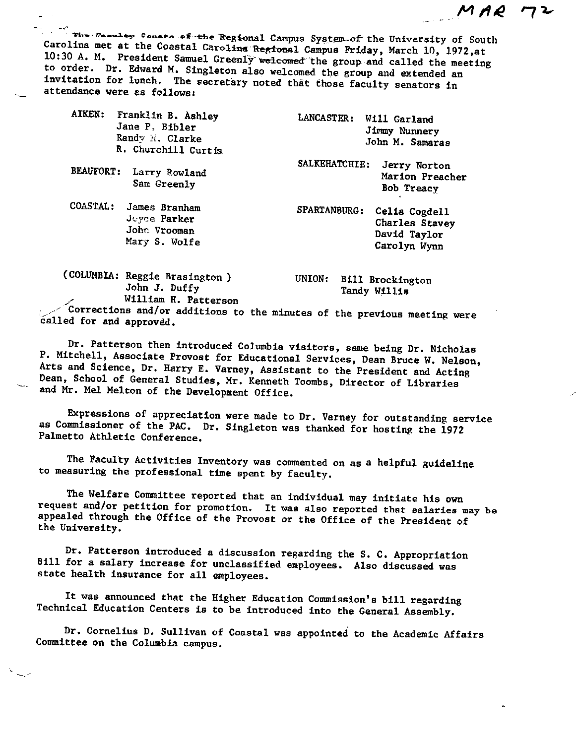MAR 72

The Faculty Senate of the Regional Campus System of the University of South Carolina met at the Coastal Carolina Regional Campus Friday, March 10, 1972, at 10:30 A. M. President Samuel Greenly welcomed the group and called the meeting to order. Dr. Edward M. Singleton also welcomed the group and extended an invitation for lunch. The secretary noted that those faculty senators in attendance were as follows:

AIKEN: Franklin B. Ashley
Jane P. Bibler
Randy M. Clarke
R. Churchill Curtis

BEAUFORT: Larry Rowland
Sam Greenly

COASTAL: James Branham
Joyce Parker
John Vrooman
Mary S. Wolfe

(COLUMBIA: Reggie Brasington )
John J. Duffy
William H. Patterson

LANCASTER: Will Garland
Jimmy Nunnery
John M. Samaras

SALKEHATCHIE: Jerry Norton
Marion Preacher
Bob Treacy

SPARTANBURG: Celia Cogdell
Charles Stavey
David Taylor
Carolyn Wynn

UNION: Bill Brockington
Tandy Willis

Corrections and/or additions to the minutes of the previous meeting were called for and approved.

Dr. Patterson then introduced Columbia visitors, same being Dr. Nicholas P. Mitchell, Associate Provost for Educational Services, Dean Bruce W. Nelson, Arts and Science, Dr. Harry E. Varney, Assistant to the President and Acting Dean, School of General Studies, Mr. Kenneth Toombs, Director of Libraries and Mr. Mel Melton of the Development Office.

Expressions of appreciation were made to Dr. Varney for outstanding service as Commissioner of the PAC. Dr. Singleton was thanked for hosting the 1972 Palmetto Athletic Conference.

The Faculty Activities Inventory was commented on as a helpful guideline to measuring the professional time spent by faculty.

The Welfare Committee reported that an individual may initiate his own request and/or petition for promotion. It was also reported that salaries may be appealed through the Office of the Provost or the Office of the President of the University.

Dr. Patterson introduced a discussion regarding the S. C. Appropriation Bill for a salary increase for unclassified employees. Also discussed was state health insurance for all employees.

It was announced that the Higher Education Commission's bill regarding Technical Education Centers is to be introduced into the General Assembly.

Dr. Cornelius D. Sullivan of Coastal was appointed to the Academic Affairs Committee on the Columbia campus.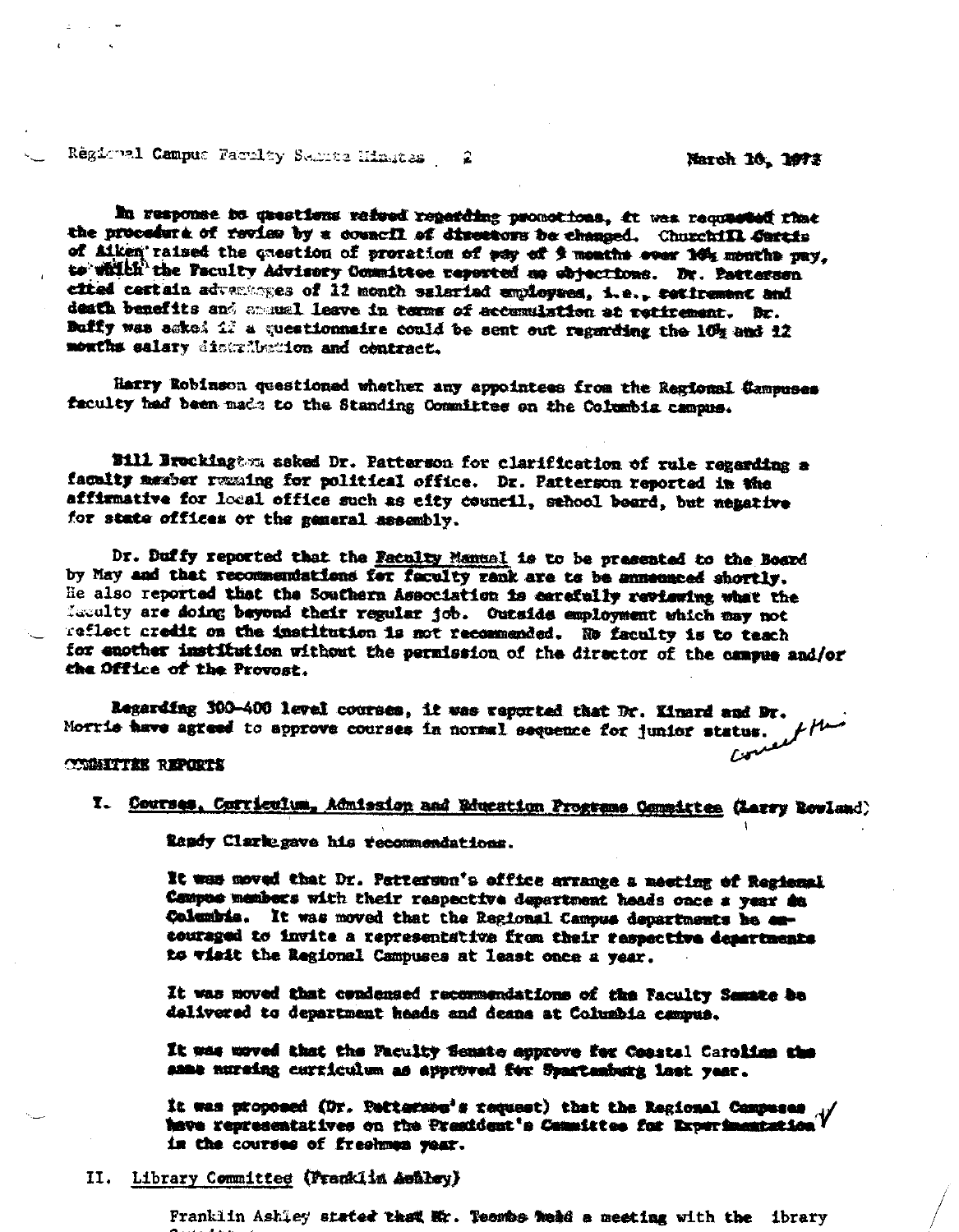In response to questions raised regarding promotions, it was requested that the procedure of review by a council of directors be changed. Churchill Curtis of Aiken raised the question of proration of pay of 9 months over 10½ months pay, to which the Faculty Advisory Committee reported no objections. Dr. Patterson cited certain advantages of 12 month salaried employees, i.e., retirement and death benefits and annual leave in terms of accumulation at retirement. Dr. Duffy was asked if a questionnaire could be sent out regarding the 10½ and 12 months salary distribution and contract.

Harry Robinson questioned whether any appointees from the Regional Campuses faculty had been made to the Standing Committee on the Columbia campus.

Bill Brockington asked Dr. Patterson for clarification of rule regarding a faculty member running for political office. Dr. Patterson reported in the affirmative for local office such as city council, school board, but negative for state offices or the general assembly.

Dr. Duffy reported that the Faculty Manual is to be presented to the Board by May and that recommendations for faculty rank are to be announced shortly. He also reported that the Southern Association is carefully reviewing what the faculty are doing beyond their regular job. Outside employment which may not reflect credit on the institution is not recommended. No faculty is to teach for another institution without the permission of the director of the campus and/or the Office of the Provost.

Regarding 300-400 level courses, it was reported that Dr. Kinard and Dr. Morris have agreed to approve courses in normal sequence for junior status. *Correct this*

COMMITTEE REPORTS

I. Courses, Curriculum, Admission and Education Programs Committee (Larry Rowland)

Randy Clarke gave his recommendations.

It was moved that Dr. Patterson's office arrange a meeting of Regional Campus members with their respective department heads once a year in Columbia. It was moved that the Regional Campus departments be encouraged to invite a representative from their respective departments to visit the Regional Campuses at least once a year.

It was moved that condensed recommendations of the Faculty Senate be delivered to department heads and deans at Columbia campus.

It was moved that the Faculty Senate approve for Coastal Carolina the same nursing curriculum as approved for Spartanburg last year.

It was proposed (Dr. Patterson's request) that the Regional Campuses have representatives on the President's Committee for Experimentation in the courses of freshmen year.

II. Library Committee (Franklin Ashley)

Franklin Ashley stated that Mr. Toombs held a meeting with the library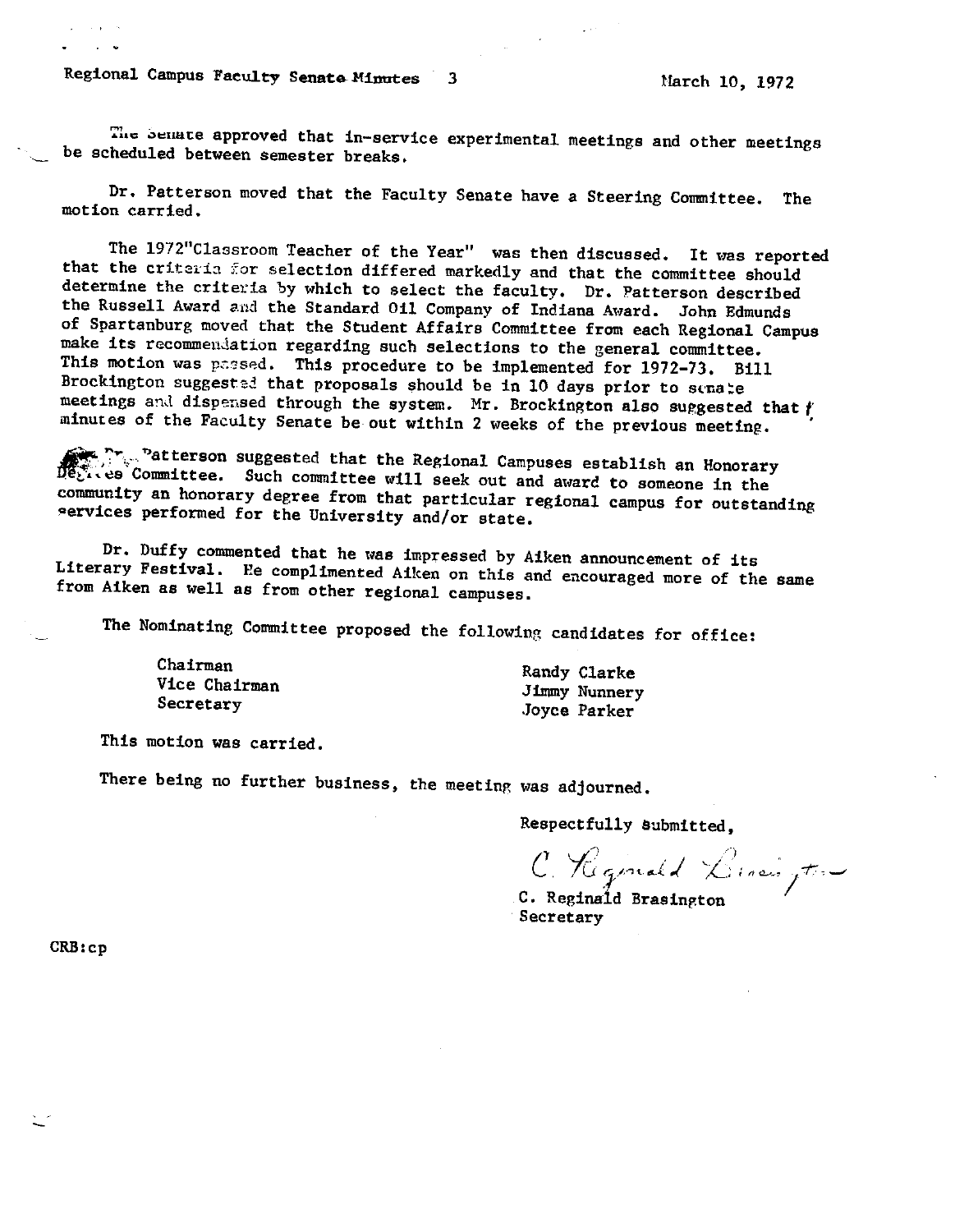The Senate approved that in-service experimental meetings and other meetings be scheduled between semester breaks.

Dr. Patterson moved that the Faculty Senate have a Steering Committee. The motion carried.

The 1972"Classroom Teacher of the Year" was then discussed. It was reported that the criteria for selection differed markedly and that the committee should determine the criteria by which to select the faculty. Dr. Patterson described the Russell Award and the Standard Oil Company of Indiana Award. John Edmunds of Spartanburg moved that the Student Affairs Committee from each Regional Campus make its recommendation regarding such selections to the general committee. This motion was passed. This procedure to be implemented for 1972-73. Bill Brockington suggested that proposals should be in 10 days prior to senate meetings and dispensed through the system. Mr. Brockington also suggested that minutes of the Faculty Senate be out within 2 weeks of the previous meeting.

Dr. Patterson suggested that the Regional Campuses establish an Honorary Degrees Committee. Such committee will seek out and award to someone in the community an honorary degree from that particular regional campus for outstanding services performed for the University and/or state.

Dr. Duffy commented that he was impressed by Aiken announcement of its Literary Festival. He complimented Aiken on this and encouraged more of the same from Aiken as well as from other regional campuses.

The Nominating Committee proposed the following candidates for office:

| | |
|---|---|
| Chairman | Randy Clarke |
| Vice Chairman | Jimmy Nunnery |
| Secretary | Joyce Parker |

This motion was carried.

There being no further business, the meeting was adjourned.

Respectfully submitted,

C. Reginald Brasington

C. Reginald Brasington
Secretary

CRB:cp